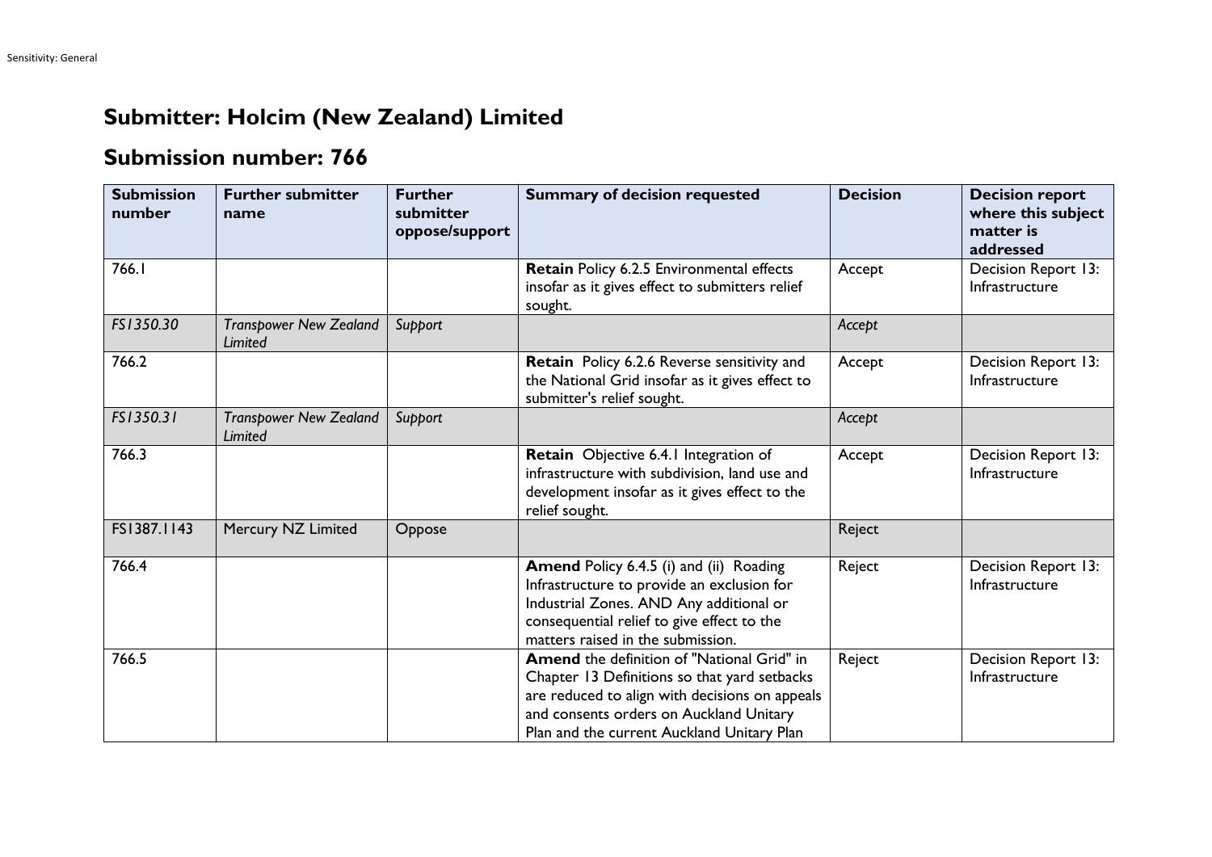# Submitter: Holcim (New Zealand) Limited

## Submission number: 766

| Submission number | Further submitter name | Further submitter oppose/support | Summary of decision requested | Decision | Decision report where this subject matter is addressed |
|---|---|---|---|---|---|
| 766.1 | | | **Retain** Policy 6.2.5 Environmental effects insofar as it gives effect to submitters relief sought. | Accept | Decision Report 13: Infrastructure |
| *FS1350.30* | *Transpower New Zealand Limited* | *Support* | | *Accept* | |
| 766.2 | | | **Retain** Policy 6.2.6 Reverse sensitivity and the National Grid insofar as it gives effect to submitter's relief sought. | Accept | Decision Report 13: Infrastructure |
| *FS1350.31* | *Transpower New Zealand Limited* | *Support* | | *Accept* | |
| 766.3 | | | **Retain** Objective 6.4.1 Integration of infrastructure with subdivision, land use and development insofar as it gives effect to the relief sought. | Accept | Decision Report 13: Infrastructure |
| FS1387.1143 | Mercury NZ Limited | Oppose | | Reject | |
| 766.4 | | | **Amend** Policy 6.4.5 (i) and (ii) Roading Infrastructure to provide an exclusion for Industrial Zones. AND Any additional or consequential relief to give effect to the matters raised in the submission. | Reject | Decision Report 13: Infrastructure |
| 766.5 | | | **Amend** the definition of "National Grid" in Chapter 13 Definitions so that yard setbacks are reduced to align with decisions on appeals and consents orders on Auckland Unitary Plan and the current Auckland Unitary Plan | Reject | Decision Report 13: Infrastructure |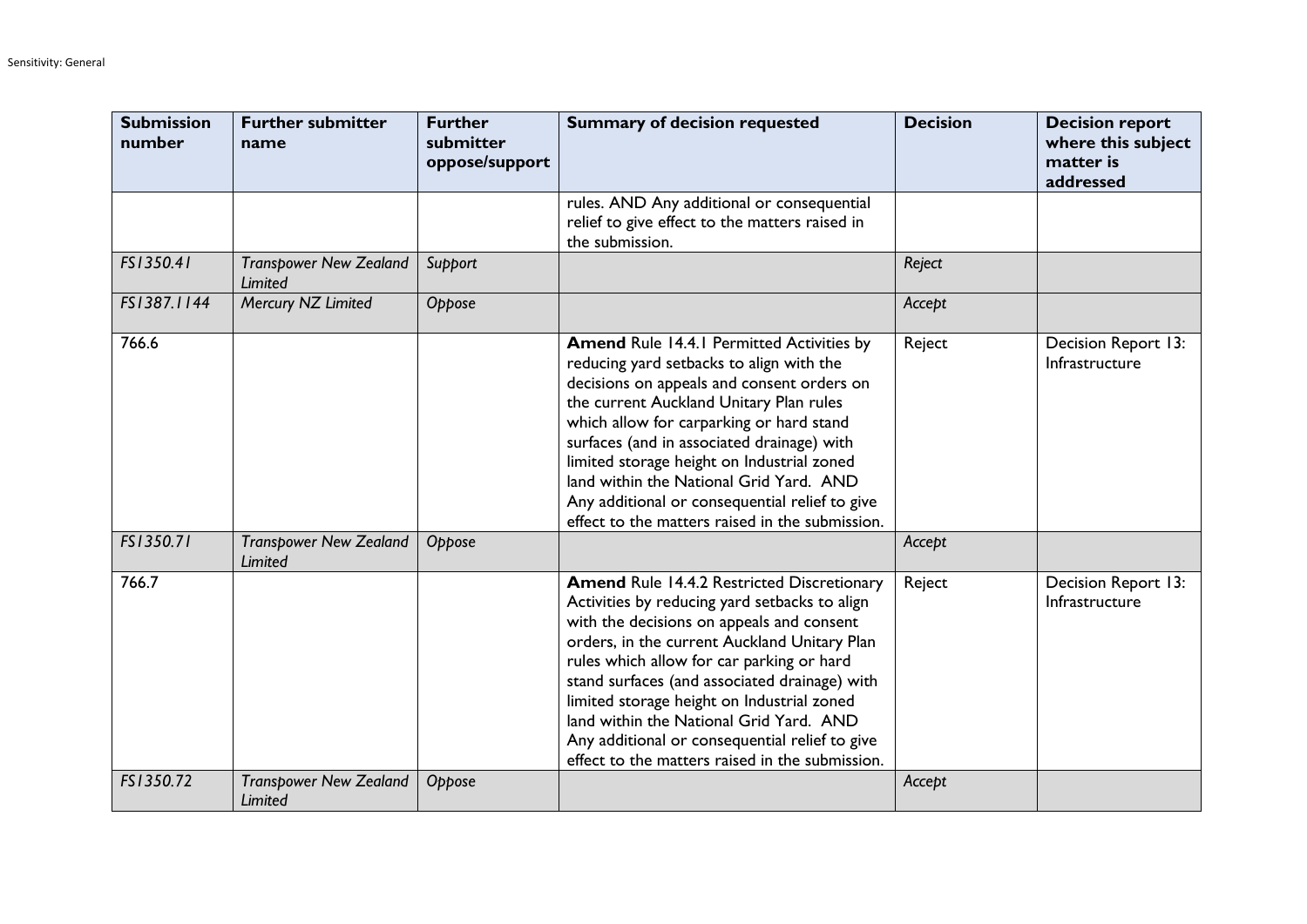| Submission number | Further submitter name | Further submitter oppose/support | Summary of decision requested | Decision | Decision report where this subject matter is addressed |
|---|---|---|---|---|---|
| | | | rules. AND Any additional or consequential relief to give effect to the matters raised in the submission. | | |
| *FS1350.41* | *Transpower New Zealand Limited* | *Support* | | *Reject* | |
| *FS1387.1144* | *Mercury NZ Limited* | *Oppose* | | *Accept* | |
| 766.6 | | | **Amend** Rule 14.4.1 Permitted Activities by reducing yard setbacks to align with the decisions on appeals and consent orders on the current Auckland Unitary Plan rules which allow for carparking or hard stand surfaces (and in associated drainage) with limited storage height on Industrial zoned land within the National Grid Yard. AND Any additional or consequential relief to give effect to the matters raised in the submission. | Reject | Decision Report 13: Infrastructure |
| *FS1350.71* | *Transpower New Zealand Limited* | *Oppose* | | *Accept* | |
| 766.7 | | | **Amend** Rule 14.4.2 Restricted Discretionary Activities by reducing yard setbacks to align with the decisions on appeals and consent orders, in the current Auckland Unitary Plan rules which allow for car parking or hard stand surfaces (and associated drainage) with limited storage height on Industrial zoned land within the National Grid Yard. AND Any additional or consequential relief to give effect to the matters raised in the submission. | Reject | Decision Report 13: Infrastructure |
| *FS1350.72* | *Transpower New Zealand Limited* | *Oppose* | | *Accept* | |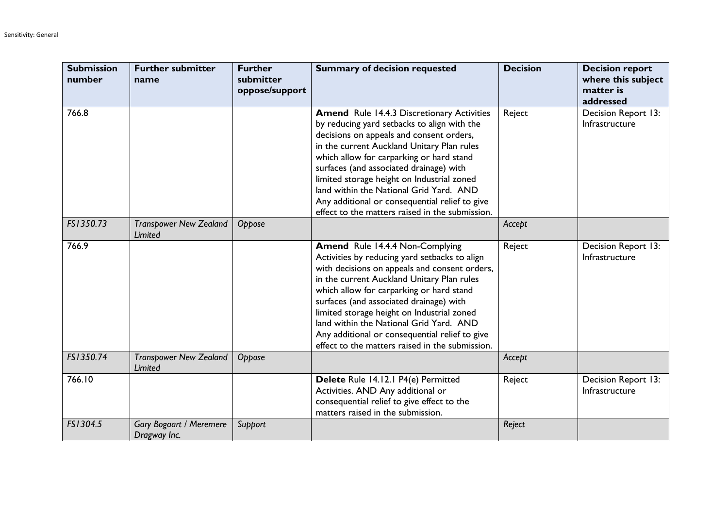| Submission number | Further submitter name | Further submitter oppose/support | Summary of decision requested | Decision | Decision report where this subject matter is addressed |
|---|---|---|---|---|---|
| 766.8 | | | **Amend** Rule 14.4.3 Discretionary Activities by reducing yard setbacks to align with the decisions on appeals and consent orders, in the current Auckland Unitary Plan rules which allow for carparking or hard stand surfaces (and associated drainage) with limited storage height on Industrial zoned land within the National Grid Yard. AND Any additional or consequential relief to give effect to the matters raised in the submission. | Reject | Decision Report 13: Infrastructure |
| *FS1350.73* | *Transpower New Zealand Limited* | *Oppose* | | *Accept* | |
| 766.9 | | | **Amend** Rule 14.4.4 Non-Complying Activities by reducing yard setbacks to align with decisions on appeals and consent orders, in the current Auckland Unitary Plan rules which allow for carparking or hard stand surfaces (and associated drainage) with limited storage height on Industrial zoned land within the National Grid Yard. AND Any additional or consequential relief to give effect to the matters raised in the submission. | Reject | Decision Report 13: Infrastructure |
| *FS1350.74* | *Transpower New Zealand Limited* | *Oppose* | | *Accept* | |
| 766.10 | | | **Delete** Rule 14.12.1 P4(e) Permitted Activities. AND Any additional or consequential relief to give effect to the matters raised in the submission. | Reject | Decision Report 13: Infrastructure |
| *FS1304.5* | *Gary Bogaart / Meremere Dragway Inc.* | *Support* | | *Reject* | |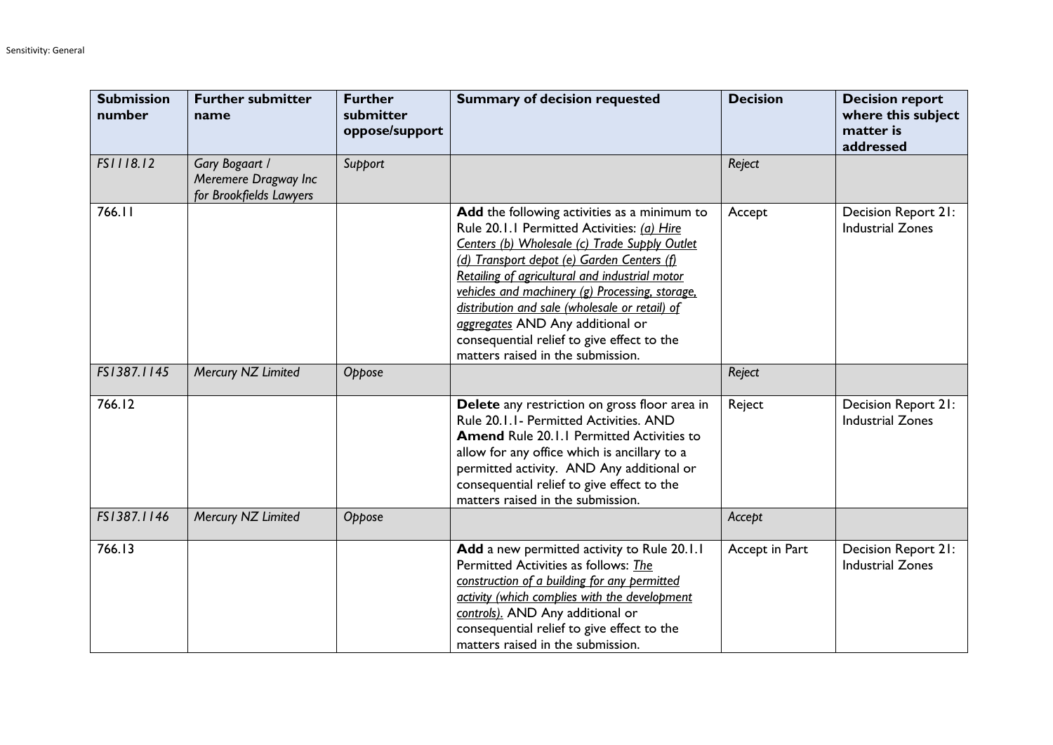| Submission number | Further submitter name | Further submitter oppose/support | Summary of decision requested | Decision | Decision report where this subject matter is addressed |
|---|---|---|---|---|---|
| *FS1118.12* | *Gary Bogaart / Meremere Dragway Inc for Brookfields Lawyers* | *Support* | | *Reject* | |
| 766.11 | | | **Add** the following activities as a minimum to Rule 20.1.1 Permitted Activities: *(a) Hire Centers (b) Wholesale (c) Trade Supply Outlet (d) Transport depot (e) Garden Centers (f) Retailing of agricultural and industrial motor vehicles and machinery (g) Processing, storage, distribution and sale (wholesale or retail) of aggregates* AND Any additional or consequential relief to give effect to the matters raised in the submission. | Accept | Decision Report 21: Industrial Zones |
| *FS1387.1145* | *Mercury NZ Limited* | *Oppose* | | *Reject* | |
| 766.12 | | | **Delete** any restriction on gross floor area in Rule 20.1.1- Permitted Activities. AND **Amend** Rule 20.1.1 Permitted Activities to allow for any office which is ancillary to a permitted activity. AND Any additional or consequential relief to give effect to the matters raised in the submission. | Reject | Decision Report 21: Industrial Zones |
| *FS1387.1146* | *Mercury NZ Limited* | *Oppose* | | *Accept* | |
| 766.13 | | | **Add** a new permitted activity to Rule 20.1.1 Permitted Activities as follows: *The construction of a building for any permitted activity (which complies with the development controls).* AND Any additional or consequential relief to give effect to the matters raised in the submission. | Accept in Part | Decision Report 21: Industrial Zones |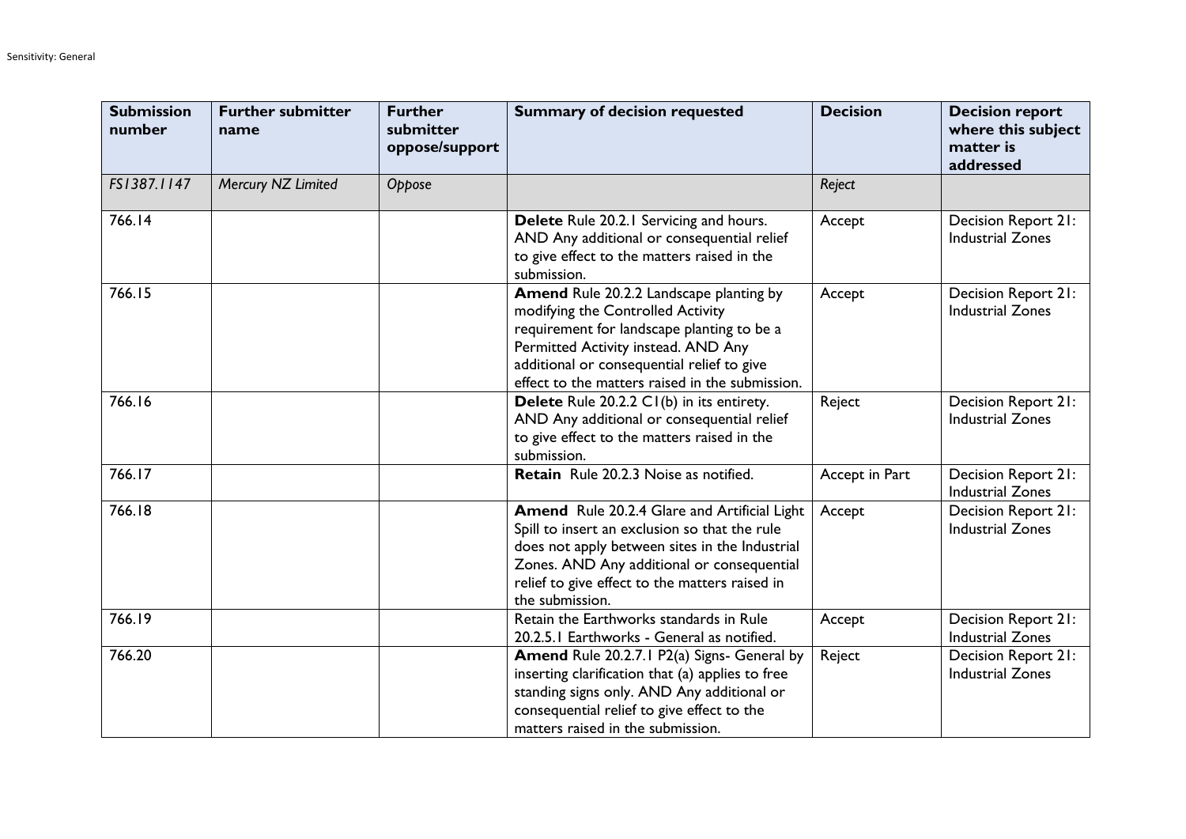| Submission number | Further submitter name | Further submitter oppose/support | Summary of decision requested | Decision | Decision report where this subject matter is addressed |
|---|---|---|---|---|---|
| *FS1387.1147* | *Mercury NZ Limited* | *Oppose* | | *Reject* | |
| 766.14 | | | **Delete** Rule 20.2.1 Servicing and hours. AND Any additional or consequential relief to give effect to the matters raised in the submission. | Accept | Decision Report 21: Industrial Zones |
| 766.15 | | | **Amend** Rule 20.2.2 Landscape planting by modifying the Controlled Activity requirement for landscape planting to be a Permitted Activity instead. AND Any additional or consequential relief to give effect to the matters raised in the submission. | Accept | Decision Report 21: Industrial Zones |
| 766.16 | | | **Delete** Rule 20.2.2 C1(b) in its entirety. AND Any additional or consequential relief to give effect to the matters raised in the submission. | Reject | Decision Report 21: Industrial Zones |
| 766.17 | | | **Retain** Rule 20.2.3 Noise as notified. | Accept in Part | Decision Report 21: Industrial Zones |
| 766.18 | | | **Amend** Rule 20.2.4 Glare and Artificial Light Spill to insert an exclusion so that the rule does not apply between sites in the Industrial Zones. AND Any additional or consequential relief to give effect to the matters raised in the submission. | Accept | Decision Report 21: Industrial Zones |
| 766.19 | | | Retain the Earthworks standards in Rule 20.2.5.1 Earthworks - General as notified. | Accept | Decision Report 21: Industrial Zones |
| 766.20 | | | **Amend** Rule 20.2.7.1 P2(a) Signs- General by inserting clarification that (a) applies to free standing signs only. AND Any additional or consequential relief to give effect to the matters raised in the submission. | Reject | Decision Report 21: Industrial Zones |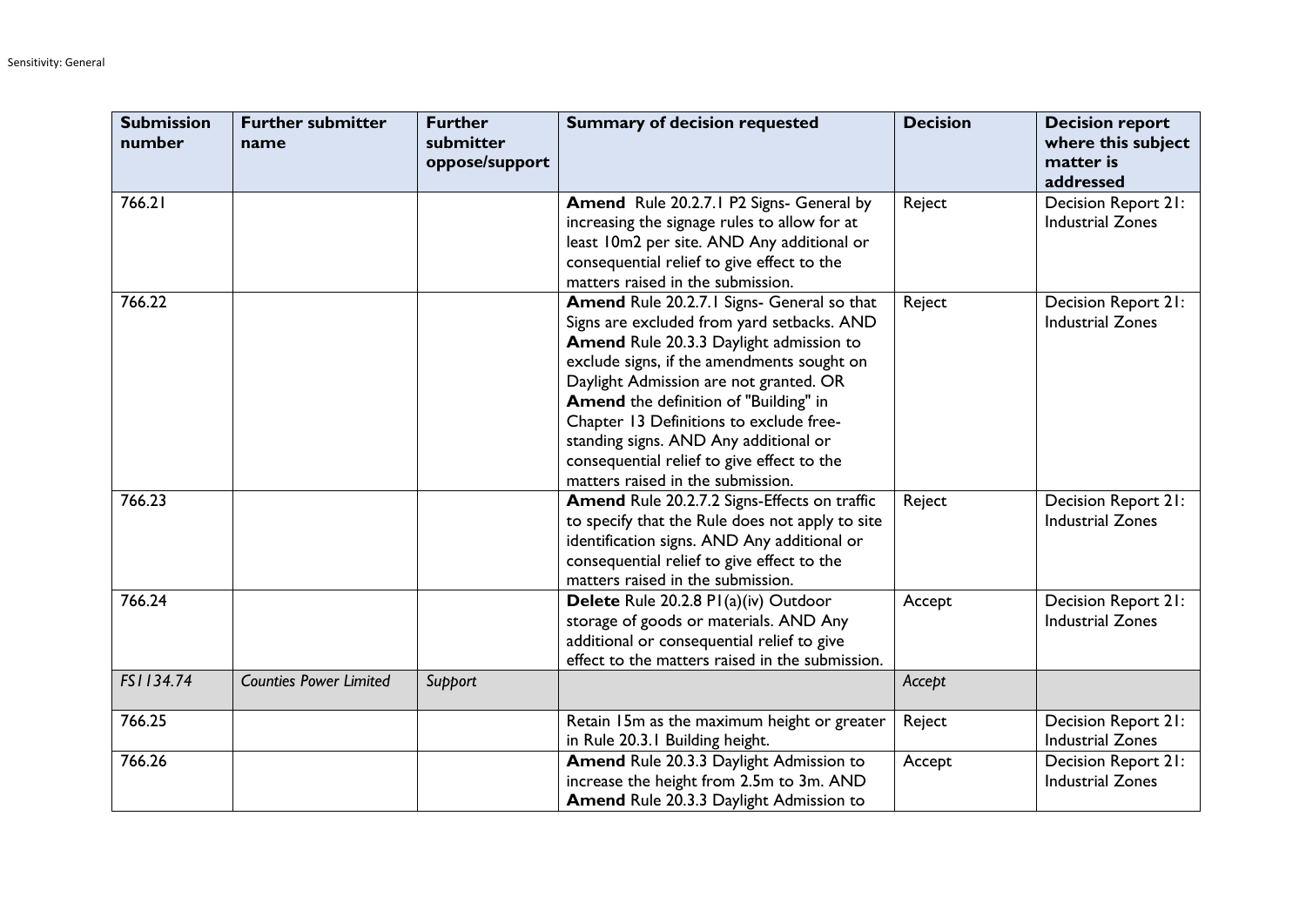| Submission number | Further submitter name | Further submitter oppose/support | Summary of decision requested | Decision | Decision report where this subject matter is addressed |
|---|---|---|---|---|---|
| 766.21 | | | **Amend** Rule 20.2.7.1 P2 Signs- General by increasing the signage rules to allow for at least 10m2 per site. AND Any additional or consequential relief to give effect to the matters raised in the submission. | Reject | Decision Report 21: Industrial Zones |
| 766.22 | | | **Amend** Rule 20.2.7.1 Signs- General so that Signs are excluded from yard setbacks. AND **Amend** Rule 20.3.3 Daylight admission to exclude signs, if the amendments sought on Daylight Admission are not granted. OR **Amend** the definition of "Building" in Chapter 13 Definitions to exclude free-standing signs. AND Any additional or consequential relief to give effect to the matters raised in the submission. | Reject | Decision Report 21: Industrial Zones |
| 766.23 | | | **Amend** Rule 20.2.7.2 Signs-Effects on traffic to specify that the Rule does not apply to site identification signs. AND Any additional or consequential relief to give effect to the matters raised in the submission. | Reject | Decision Report 21: Industrial Zones |
| 766.24 | | | **Delete** Rule 20.2.8 P1(a)(iv) Outdoor storage of goods or materials. AND Any additional or consequential relief to give effect to the matters raised in the submission. | Accept | Decision Report 21: Industrial Zones |
| *FS1134.74* | *Counties Power Limited* | *Support* | | *Accept* | |
| 766.25 | | | Retain 15m as the maximum height or greater in Rule 20.3.1 Building height. | Reject | Decision Report 21: Industrial Zones |
| 766.26 | | | **Amend** Rule 20.3.3 Daylight Admission to increase the height from 2.5m to 3m. AND **Amend** Rule 20.3.3 Daylight Admission to | Accept | Decision Report 21: Industrial Zones |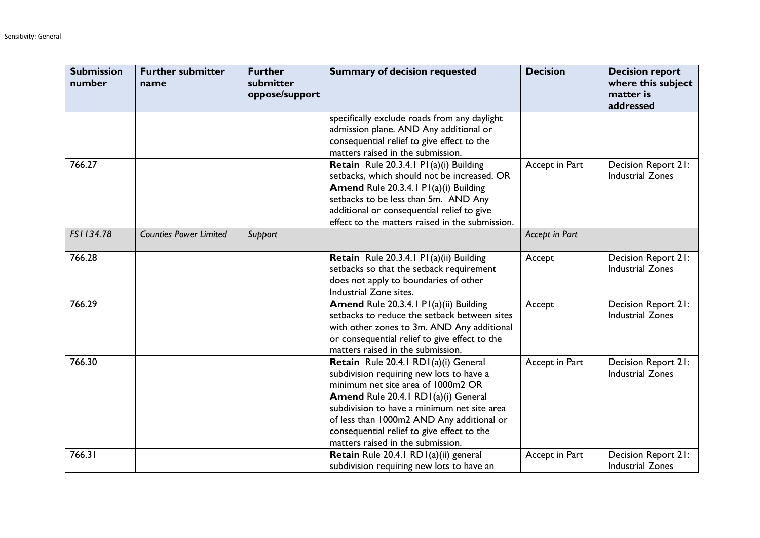| Submission number | Further submitter name | Further submitter oppose/support | Summary of decision requested | Decision | Decision report where this subject matter is addressed |
|---|---|---|---|---|---|
| | | | specifically exclude roads from any daylight admission plane. AND Any additional or consequential relief to give effect to the matters raised in the submission. | | |
| 766.27 | | | **Retain** Rule 20.3.4.1 P1(a)(i) Building setbacks, which should not be increased. OR **Amend** Rule 20.3.4.1 P1(a)(i) Building setbacks to be less than 5m. AND Any additional or consequential relief to give effect to the matters raised in the submission. | Accept in Part | Decision Report 21: Industrial Zones |
| *FS1134.78* | *Counties Power Limited* | *Support* | | *Accept in Part* | |
| 766.28 | | | **Retain** Rule 20.3.4.1 P1(a)(ii) Building setbacks so that the setback requirement does not apply to boundaries of other Industrial Zone sites. | Accept | Decision Report 21: Industrial Zones |
| 766.29 | | | **Amend** Rule 20.3.4.1 P1(a)(ii) Building setbacks to reduce the setback between sites with other zones to 3m. AND Any additional or consequential relief to give effect to the matters raised in the submission. | Accept | Decision Report 21: Industrial Zones |
| 766.30 | | | **Retain** Rule 20.4.1 RD1(a)(i) General subdivision requiring new lots to have a minimum net site area of 1000m2 OR **Amend** Rule 20.4.1 RD1(a)(i) General subdivision to have a minimum net site area of less than 1000m2 AND Any additional or consequential relief to give effect to the matters raised in the submission. | Accept in Part | Decision Report 21: Industrial Zones |
| 766.31 | | | **Retain** Rule 20.4.1 RD1(a)(ii) general subdivision requiring new lots to have an | Accept in Part | Decision Report 21: Industrial Zones |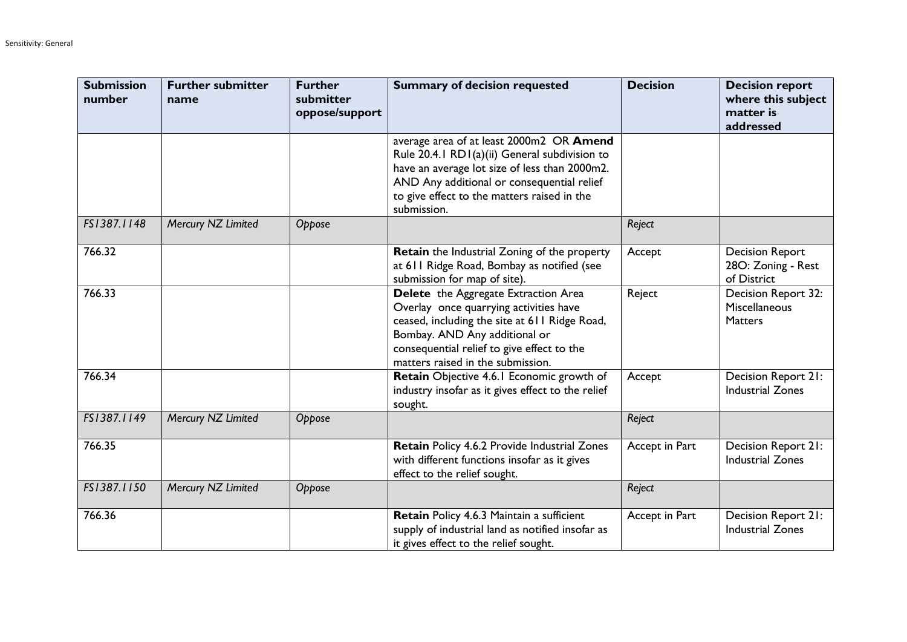| Submission number | Further submitter name | Further submitter oppose/support | Summary of decision requested | Decision | Decision report where this subject matter is addressed |
|---|---|---|---|---|---|
| | | | average area of at least 2000m2 OR **Amend** Rule 20.4.1 RD1(a)(ii) General subdivision to have an average lot size of less than 2000m2. AND Any additional or consequential relief to give effect to the matters raised in the submission. | | |
| *FS1387.1148* | *Mercury NZ Limited* | *Oppose* | | *Reject* | |
| 766.32 | | | **Retain** the Industrial Zoning of the property at 611 Ridge Road, Bombay as notified (see submission for map of site). | Accept | Decision Report 28O: Zoning - Rest of District |
| 766.33 | | | **Delete** the Aggregate Extraction Area Overlay once quarrying activities have ceased, including the site at 611 Ridge Road, Bombay. AND Any additional or consequential relief to give effect to the matters raised in the submission. | Reject | Decision Report 32: Miscellaneous Matters |
| 766.34 | | | **Retain** Objective 4.6.1 Economic growth of industry insofar as it gives effect to the relief sought. | Accept | Decision Report 21: Industrial Zones |
| *FS1387.1149* | *Mercury NZ Limited* | *Oppose* | | *Reject* | |
| 766.35 | | | **Retain** Policy 4.6.2 Provide Industrial Zones with different functions insofar as it gives effect to the relief sought. | Accept in Part | Decision Report 21: Industrial Zones |
| *FS1387.1150* | *Mercury NZ Limited* | *Oppose* | | *Reject* | |
| 766.36 | | | **Retain** Policy 4.6.3 Maintain a sufficient supply of industrial land as notified insofar as it gives effect to the relief sought. | Accept in Part | Decision Report 21: Industrial Zones |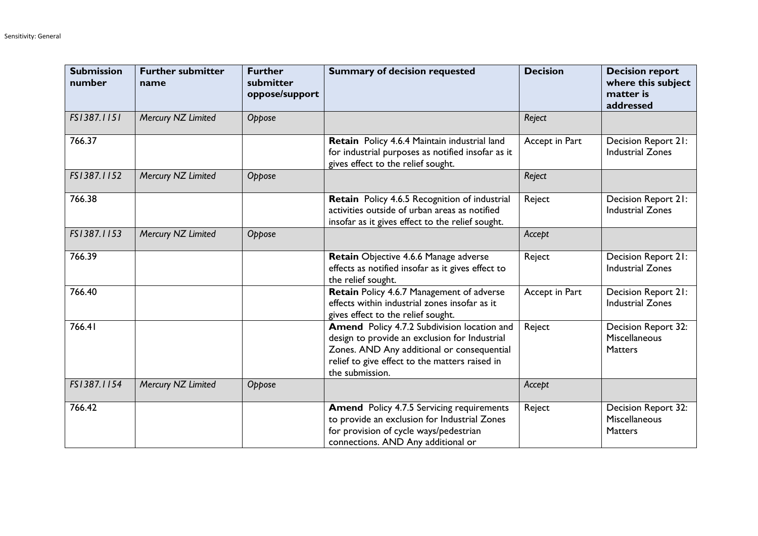| Submission number | Further submitter name | Further submitter oppose/support | Summary of decision requested | Decision | Decision report where this subject matter is addressed |
| --- | --- | --- | --- | --- | --- |
| *FS1387.1151* | *Mercury NZ Limited* | *Oppose* | | *Reject* | |
| 766.37 | | | **Retain** Policy 4.6.4 Maintain industrial land for industrial purposes as notified insofar as it gives effect to the relief sought. | Accept in Part | Decision Report 21: Industrial Zones |
| *FS1387.1152* | *Mercury NZ Limited* | *Oppose* | | *Reject* | |
| 766.38 | | | **Retain** Policy 4.6.5 Recognition of industrial activities outside of urban areas as notified insofar as it gives effect to the relief sought. | Reject | Decision Report 21: Industrial Zones |
| *FS1387.1153* | *Mercury NZ Limited* | *Oppose* | | *Accept* | |
| 766.39 | | | **Retain** Objective 4.6.6 Manage adverse effects as notified insofar as it gives effect to the relief sought. | Reject | Decision Report 21: Industrial Zones |
| 766.40 | | | **Retain** Policy 4.6.7 Management of adverse effects within industrial zones insofar as it gives effect to the relief sought. | Accept in Part | Decision Report 21: Industrial Zones |
| 766.41 | | | **Amend** Policy 4.7.2 Subdivision location and design to provide an exclusion for Industrial Zones. AND Any additional or consequential relief to give effect to the matters raised in the submission. | Reject | Decision Report 32: Miscellaneous Matters |
| *FS1387.1154* | *Mercury NZ Limited* | *Oppose* | | *Accept* | |
| 766.42 | | | **Amend** Policy 4.7.5 Servicing requirements to provide an exclusion for Industrial Zones for provision of cycle ways/pedestrian connections. AND Any additional or | Reject | Decision Report 32: Miscellaneous Matters |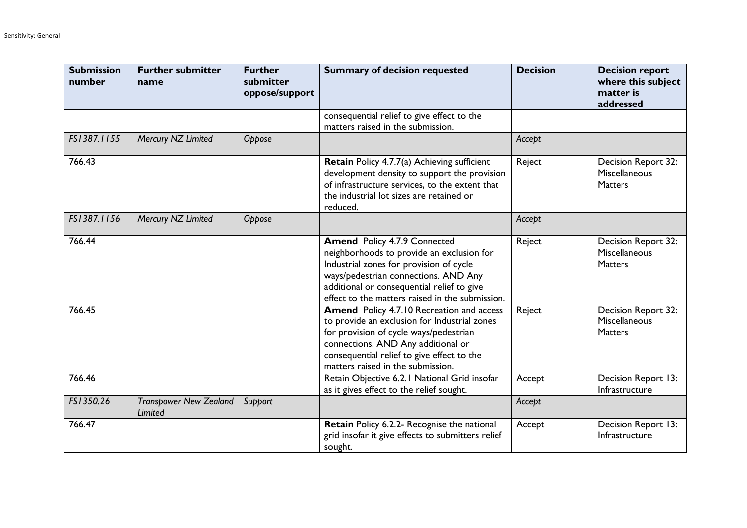| Submission number | Further submitter name | Further submitter oppose/support | Summary of decision requested | Decision | Decision report where this subject matter is addressed |
|---|---|---|---|---|---|
| | | | consequential relief to give effect to the matters raised in the submission. | | |
| *FS1387.1155* | *Mercury NZ Limited* | *Oppose* | | *Accept* | |
| 766.43 | | | **Retain** Policy 4.7.7(a) Achieving sufficient development density to support the provision of infrastructure services, to the extent that the industrial lot sizes are retained or reduced. | Reject | Decision Report 32: Miscellaneous Matters |
| *FS1387.1156* | *Mercury NZ Limited* | *Oppose* | | *Accept* | |
| 766.44 | | | **Amend** Policy 4.7.9 Connected neighborhoods to provide an exclusion for Industrial zones for provision of cycle ways/pedestrian connections. AND Any additional or consequential relief to give effect to the matters raised in the submission. | Reject | Decision Report 32: Miscellaneous Matters |
| 766.45 | | | **Amend** Policy 4.7.10 Recreation and access to provide an exclusion for Industrial zones for provision of cycle ways/pedestrian connections. AND Any additional or consequential relief to give effect to the matters raised in the submission. | Reject | Decision Report 32: Miscellaneous Matters |
| 766.46 | | | Retain Objective 6.2.1 National Grid insofar as it gives effect to the relief sought. | Accept | Decision Report 13: Infrastructure |
| *FS1350.26* | *Transpower New Zealand Limited* | *Support* | | *Accept* | |
| 766.47 | | | **Retain** Policy 6.2.2- Recognise the national grid insofar it give effects to submitters relief sought. | Accept | Decision Report 13: Infrastructure |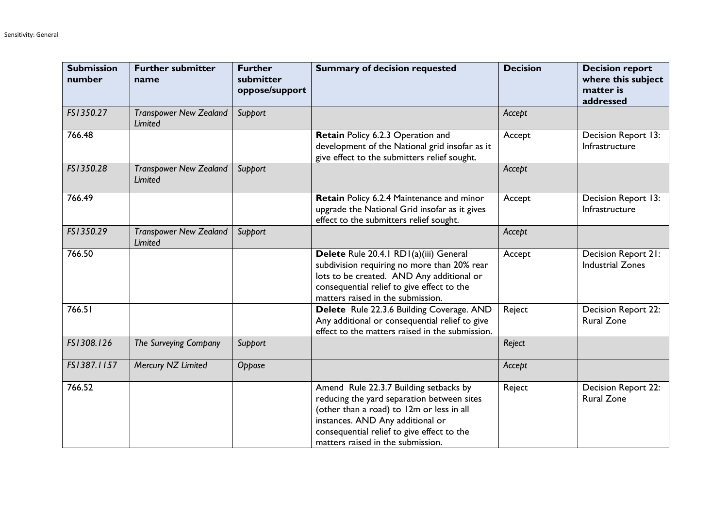| Submission number | Further submitter name | Further submitter oppose/support | Summary of decision requested | Decision | Decision report where this subject matter is addressed |
|---|---|---|---|---|---|
| *FS1350.27* | *Transpower New Zealand Limited* | *Support* | | *Accept* | |
| 766.48 | | | **Retain** Policy 6.2.3 Operation and development of the National grid insofar as it give effect to the submitters relief sought. | Accept | Decision Report 13: Infrastructure |
| *FS1350.28* | *Transpower New Zealand Limited* | *Support* | | *Accept* | |
| 766.49 | | | **Retain** Policy 6.2.4 Maintenance and minor upgrade the National Grid insofar as it gives effect to the submitters relief sought. | Accept | Decision Report 13: Infrastructure |
| *FS1350.29* | *Transpower New Zealand Limited* | *Support* | | *Accept* | |
| 766.50 | | | **Delete** Rule 20.4.1 RD1(a)(iii) General subdivision requiring no more than 20% rear lots to be created. AND Any additional or consequential relief to give effect to the matters raised in the submission. | Accept | Decision Report 21: Industrial Zones |
| 766.51 | | | **Delete** Rule 22.3.6 Building Coverage. AND Any additional or consequential relief to give effect to the matters raised in the submission. | Reject | Decision Report 22: Rural Zone |
| *FS1308.126* | *The Surveying Company* | *Support* | | *Reject* | |
| *FS1387.1157* | *Mercury NZ Limited* | *Oppose* | | *Accept* | |
| 766.52 | | | Amend Rule 22.3.7 Building setbacks by reducing the yard separation between sites (other than a road) to 12m or less in all instances. AND Any additional or consequential relief to give effect to the matters raised in the submission. | Reject | Decision Report 22: Rural Zone |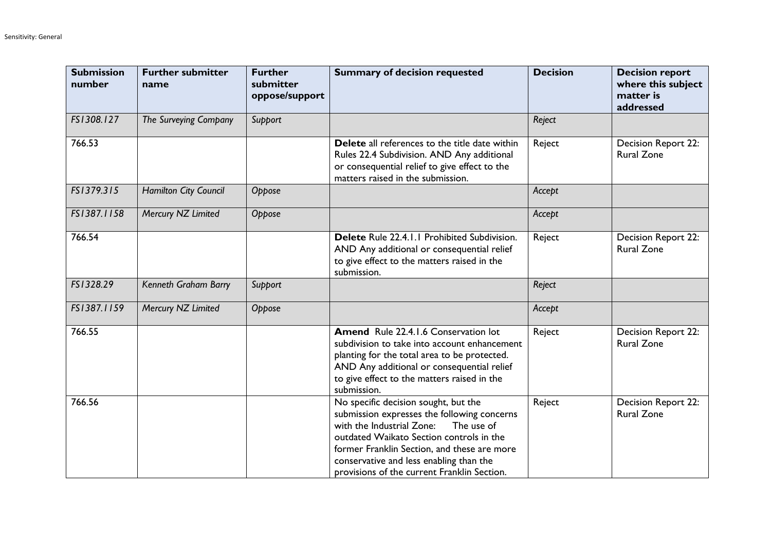| Submission number | Further submitter name | Further submitter oppose/support | Summary of decision requested | Decision | Decision report where this subject matter is addressed |
|---|---|---|---|---|---|
| *FS1308.127* | *The Surveying Company* | *Support* | | *Reject* | |
| 766.53 | | | **Delete** all references to the title date within Rules 22.4 Subdivision. AND Any additional or consequential relief to give effect to the matters raised in the submission. | Reject | Decision Report 22: Rural Zone |
| *FS1379.315* | *Hamilton City Council* | *Oppose* | | *Accept* | |
| *FS1387.1158* | *Mercury NZ Limited* | *Oppose* | | *Accept* | |
| 766.54 | | | **Delete** Rule 22.4.1.1 Prohibited Subdivision. AND Any additional or consequential relief to give effect to the matters raised in the submission. | Reject | Decision Report 22: Rural Zone |
| *FS1328.29* | *Kenneth Graham Barry* | *Support* | | *Reject* | |
| *FS1387.1159* | *Mercury NZ Limited* | *Oppose* | | *Accept* | |
| 766.55 | | | **Amend** Rule 22.4.1.6 Conservation lot subdivision to take into account enhancement planting for the total area to be protected. AND Any additional or consequential relief to give effect to the matters raised in the submission. | Reject | Decision Report 22: Rural Zone |
| 766.56 | | | No specific decision sought, but the submission expresses the following concerns with the Industrial Zone: The use of outdated Waikato Section controls in the former Franklin Section, and these are more conservative and less enabling than the provisions of the current Franklin Section. | Reject | Decision Report 22: Rural Zone |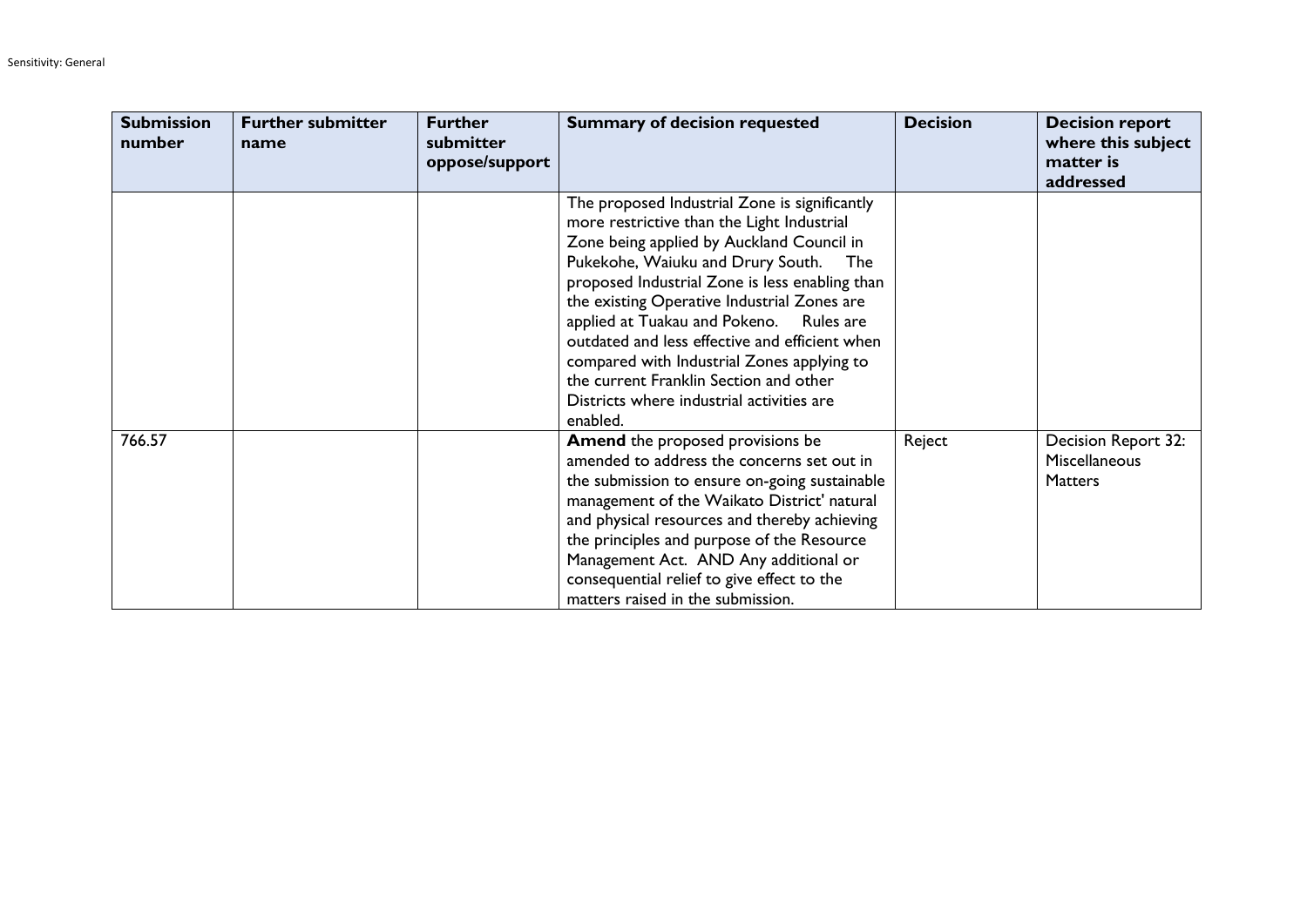| Submission number | Further submitter name | Further submitter oppose/support | Summary of decision requested | Decision | Decision report where this subject matter is addressed |
|---|---|---|---|---|---|
| | | | The proposed Industrial Zone is significantly more restrictive than the Light Industrial Zone being applied by Auckland Council in Pukekohe, Waiuku and Drury South. The proposed Industrial Zone is less enabling than the existing Operative Industrial Zones are applied at Tuakau and Pokeno. Rules are outdated and less effective and efficient when compared with Industrial Zones applying to the current Franklin Section and other Districts where industrial activities are enabled. | | |
| 766.57 | | | **Amend** the proposed provisions be amended to address the concerns set out in the submission to ensure on-going sustainable management of the Waikato District' natural and physical resources and thereby achieving the principles and purpose of the Resource Management Act. AND Any additional or consequential relief to give effect to the matters raised in the submission. | Reject | Decision Report 32: Miscellaneous Matters |